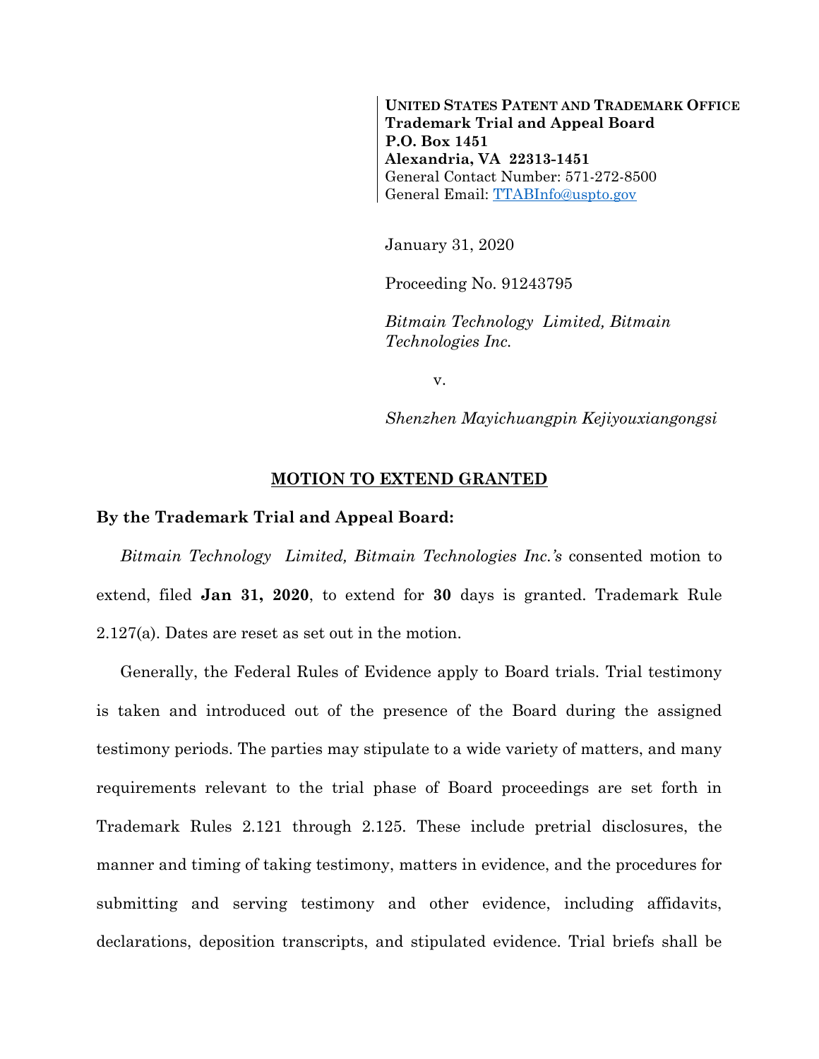**UNITED STATES PATENT AND TRADEMARK OFFICE**
**Trademark Trial and Appeal Board**
**P.O. Box 1451**
**Alexandria, VA 22313-1451**
General Contact Number: 571-272-8500
General Email: TTABInfo@uspto.gov

January 31, 2020

Proceeding No. 91243795

*Bitmain Technology Limited, Bitmain Technologies Inc.*

v.

*Shenzhen Mayichuangpin Kejiyouxiangongsi*

## MOTION TO EXTEND GRANTED

**By the Trademark Trial and Appeal Board:**

*Bitmain Technology Limited, Bitmain Technologies Inc.'s* consented motion to extend, filed **Jan 31, 2020**, to extend for **30** days is granted. Trademark Rule 2.127(a). Dates are reset as set out in the motion.

Generally, the Federal Rules of Evidence apply to Board trials. Trial testimony is taken and introduced out of the presence of the Board during the assigned testimony periods. The parties may stipulate to a wide variety of matters, and many requirements relevant to the trial phase of Board proceedings are set forth in Trademark Rules 2.121 through 2.125. These include pretrial disclosures, the manner and timing of taking testimony, matters in evidence, and the procedures for submitting and serving testimony and other evidence, including affidavits, declarations, deposition transcripts, and stipulated evidence. Trial briefs shall be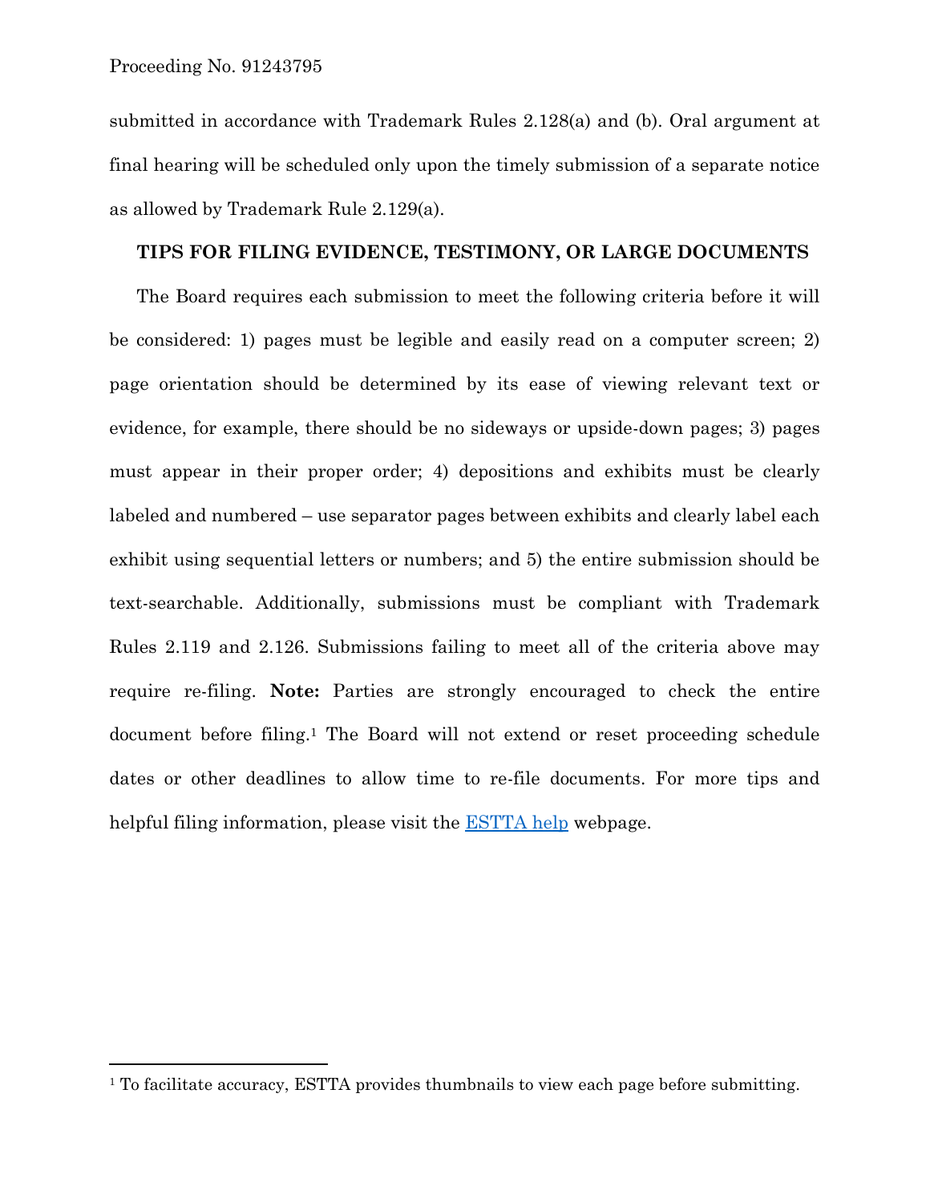submitted in accordance with Trademark Rules 2.128(a) and (b). Oral argument at final hearing will be scheduled only upon the timely submission of a separate notice as allowed by Trademark Rule 2.129(a).

**TIPS FOR FILING EVIDENCE, TESTIMONY, OR LARGE DOCUMENTS**

The Board requires each submission to meet the following criteria before it will be considered: 1) pages must be legible and easily read on a computer screen; 2) page orientation should be determined by its ease of viewing relevant text or evidence, for example, there should be no sideways or upside-down pages; 3) pages must appear in their proper order; 4) depositions and exhibits must be clearly labeled and numbered – use separator pages between exhibits and clearly label each exhibit using sequential letters or numbers; and 5) the entire submission should be text-searchable. Additionally, submissions must be compliant with Trademark Rules 2.119 and 2.126. Submissions failing to meet all of the criteria above may require re-filing. **Note:** Parties are strongly encouraged to check the entire document before filing.[1] The Board will not extend or reset proceeding schedule dates or other deadlines to allow time to re-file documents. For more tips and helpful filing information, please visit the ESTTA help webpage.

[1] To facilitate accuracy, ESTTA provides thumbnails to view each page before submitting.